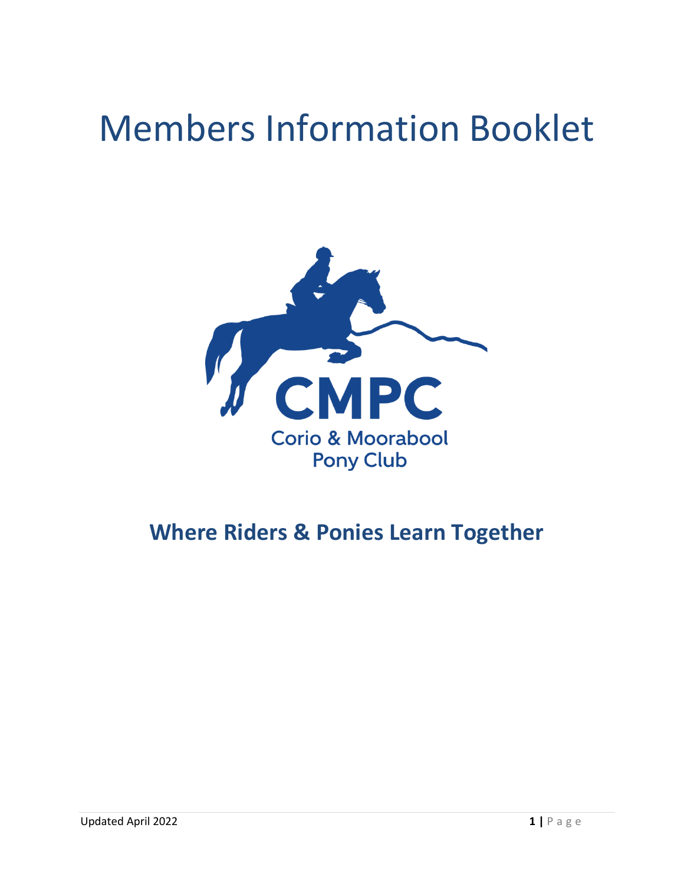# Members Information Booklet

CMPC

Corio & Moorabool Pony Club

## Where Riders & Ponies Learn Together

Updated April 2022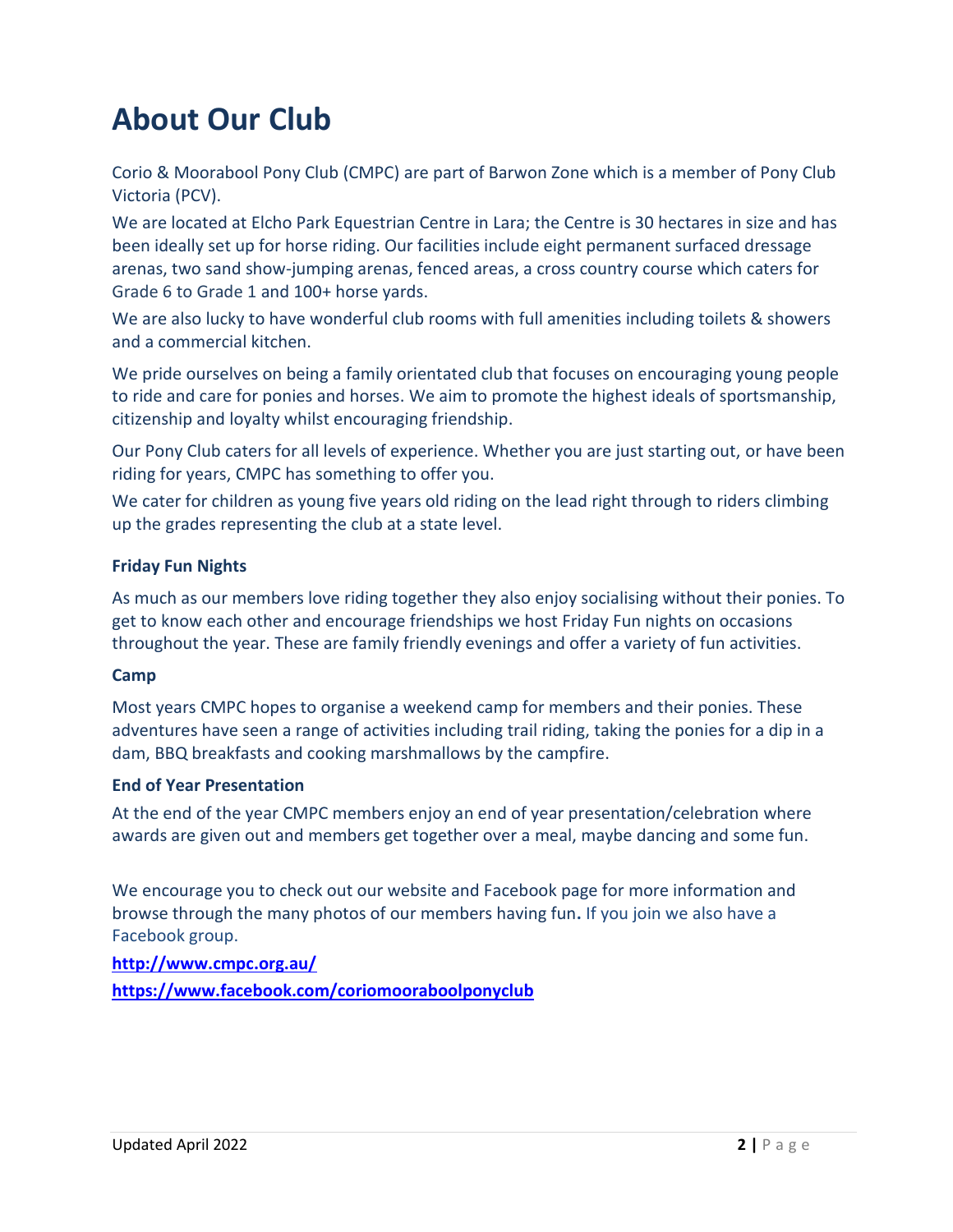# About Our Club

Corio & Moorabool Pony Club (CMPC) are part of Barwon Zone which is a member of Pony Club Victoria (PCV).

We are located at Elcho Park Equestrian Centre in Lara; the Centre is 30 hectares in size and has been ideally set up for horse riding. Our facilities include eight permanent surfaced dressage arenas, two sand show-jumping arenas, fenced areas, a cross country course which caters for Grade 6 to Grade 1 and 100+ horse yards.

We are also lucky to have wonderful club rooms with full amenities including toilets & showers and a commercial kitchen.

We pride ourselves on being a family orientated club that focuses on encouraging young people to ride and care for ponies and horses. We aim to promote the highest ideals of sportsmanship, citizenship and loyalty whilst encouraging friendship.

Our Pony Club caters for all levels of experience. Whether you are just starting out, or have been riding for years, CMPC has something to offer you.

We cater for children as young five years old riding on the lead right through to riders climbing up the grades representing the club at a state level.

**Friday Fun Nights**

As much as our members love riding together they also enjoy socialising without their ponies. To get to know each other and encourage friendships we host Friday Fun nights on occasions throughout the year. These are family friendly evenings and offer a variety of fun activities.

**Camp**

Most years CMPC hopes to organise a weekend camp for members and their ponies. These adventures have seen a range of activities including trail riding, taking the ponies for a dip in a dam, BBQ breakfasts and cooking marshmallows by the campfire.

**End of Year Presentation**

At the end of the year CMPC members enjoy an end of year presentation/celebration where awards are given out and members get together over a meal, maybe dancing and some fun.

We encourage you to check out our website and Facebook page for more information and browse through the many photos of our members having fun**.** If you join we also have a Facebook group.

**http://www.cmpc.org.au/**

**https://www.facebook.com/coriomooraboolponyclub**

Updated April 2022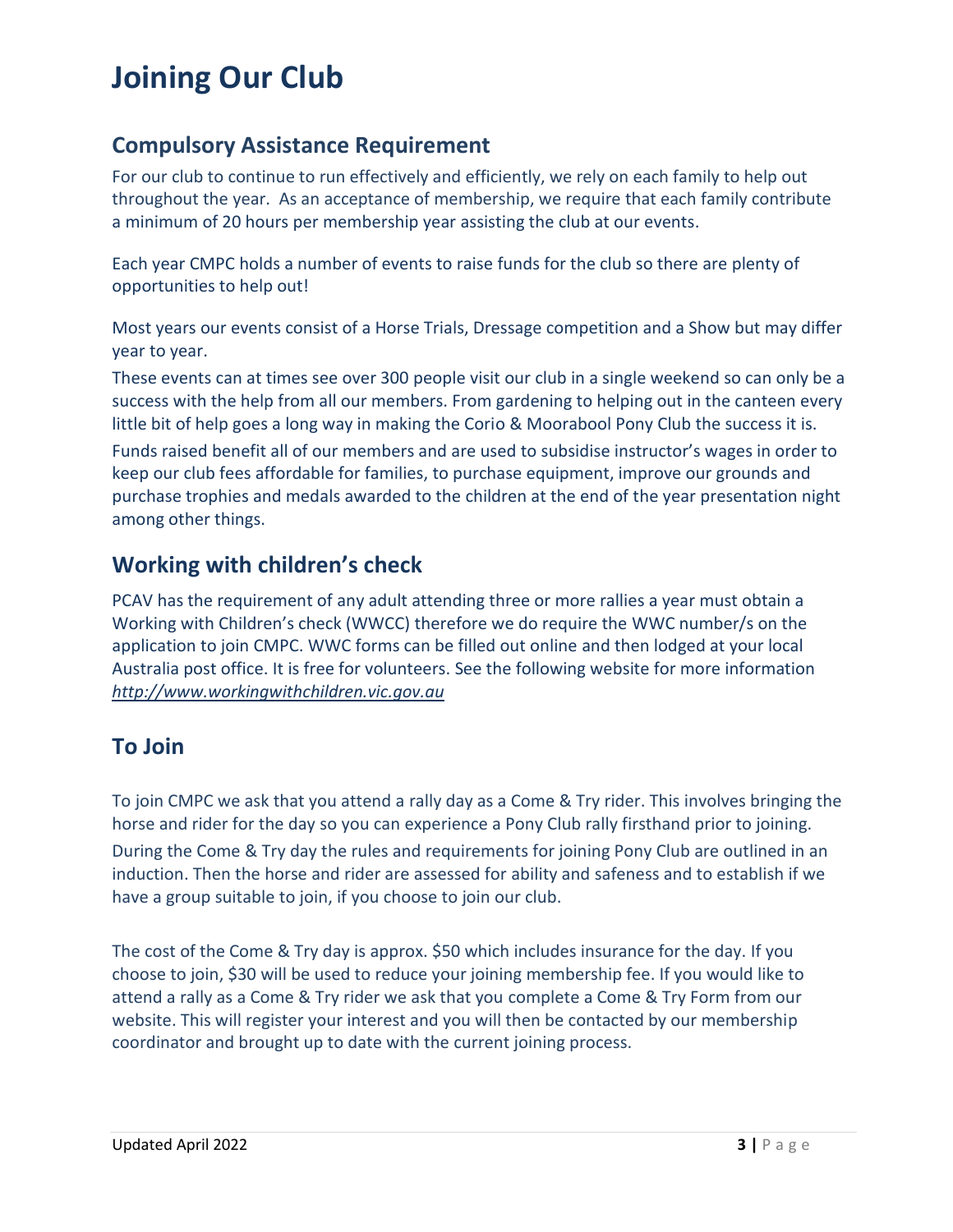# Joining Our Club

## Compulsory Assistance Requirement

For our club to continue to run effectively and efficiently, we rely on each family to help out throughout the year. As an acceptance of membership, we require that each family contribute a minimum of 20 hours per membership year assisting the club at our events.

Each year CMPC holds a number of events to raise funds for the club so there are plenty of opportunities to help out!

Most years our events consist of a Horse Trials, Dressage competition and a Show but may differ year to year.

These events can at times see over 300 people visit our club in a single weekend so can only be a success with the help from all our members. From gardening to helping out in the canteen every little bit of help goes a long way in making the Corio & Moorabool Pony Club the success it is.

Funds raised benefit all of our members and are used to subsidise instructor's wages in order to keep our club fees affordable for families, to purchase equipment, improve our grounds and purchase trophies and medals awarded to the children at the end of the year presentation night among other things.

## Working with children's check

PCAV has the requirement of any adult attending three or more rallies a year must obtain a Working with Children's check (WWCC) therefore we do require the WWC number/s on the application to join CMPC. WWC forms can be filled out online and then lodged at your local Australia post office. It is free for volunteers. See the following website for more information *http://www.workingwithchildren.vic.gov.au*

## To Join

To join CMPC we ask that you attend a rally day as a Come & Try rider. This involves bringing the horse and rider for the day so you can experience a Pony Club rally firsthand prior to joining.

During the Come & Try day the rules and requirements for joining Pony Club are outlined in an induction. Then the horse and rider are assessed for ability and safeness and to establish if we have a group suitable to join, if you choose to join our club.

The cost of the Come & Try day is approx. $50 which includes insurance for the day. If you choose to join, $30 will be used to reduce your joining membership fee. If you would like to attend a rally as a Come & Try rider we ask that you complete a Come & Try Form from our website. This will register your interest and you will then be contacted by our membership coordinator and brought up to date with the current joining process.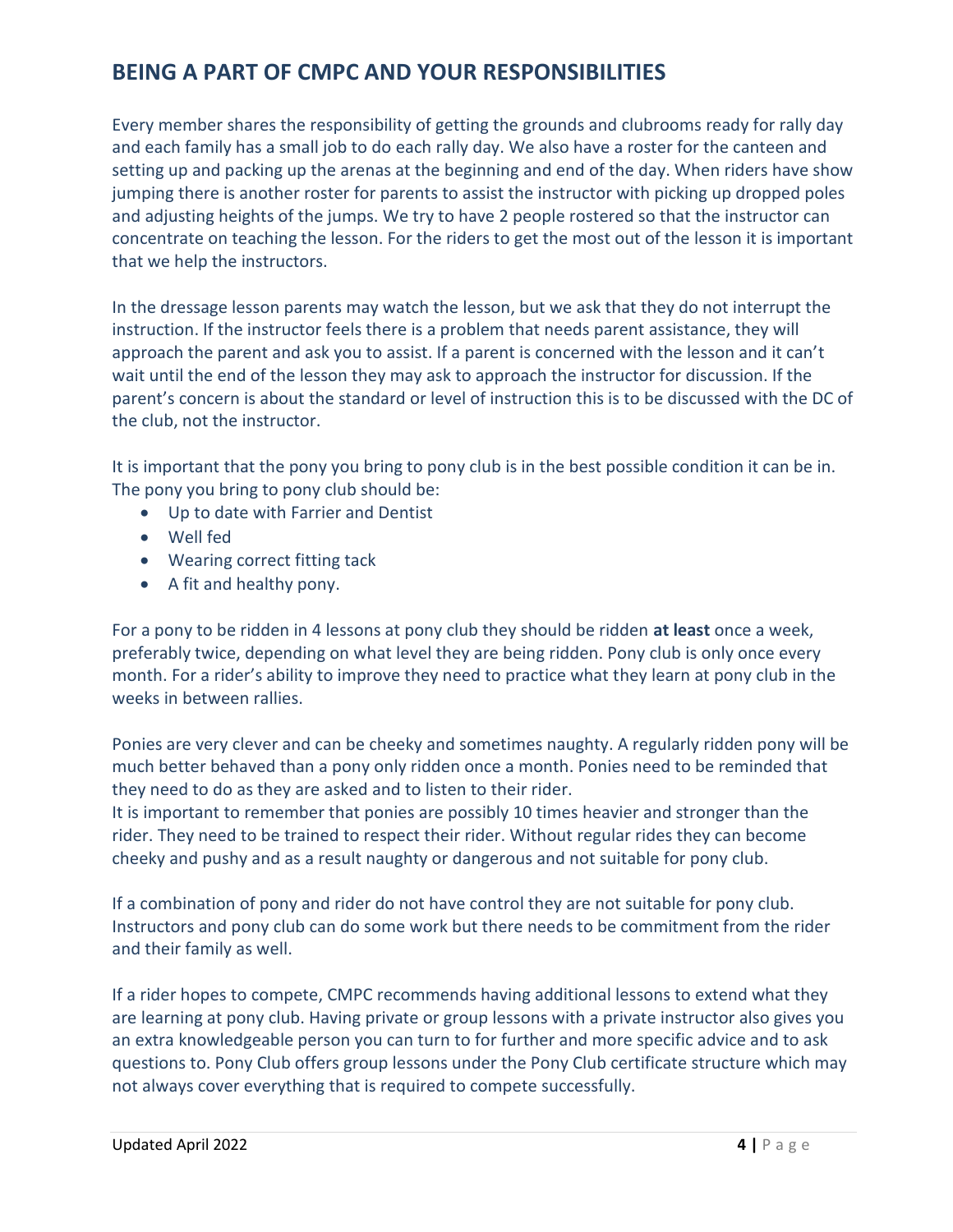## BEING A PART OF CMPC AND YOUR RESPONSIBILITIES

Every member shares the responsibility of getting the grounds and clubrooms ready for rally day and each family has a small job to do each rally day. We also have a roster for the canteen and setting up and packing up the arenas at the beginning and end of the day. When riders have show jumping there is another roster for parents to assist the instructor with picking up dropped poles and adjusting heights of the jumps. We try to have 2 people rostered so that the instructor can concentrate on teaching the lesson. For the riders to get the most out of the lesson it is important that we help the instructors.

In the dressage lesson parents may watch the lesson, but we ask that they do not interrupt the instruction. If the instructor feels there is a problem that needs parent assistance, they will approach the parent and ask you to assist. If a parent is concerned with the lesson and it can't wait until the end of the lesson they may ask to approach the instructor for discussion. If the parent's concern is about the standard or level of instruction this is to be discussed with the DC of the club, not the instructor.

It is important that the pony you bring to pony club is in the best possible condition it can be in. The pony you bring to pony club should be:

- Up to date with Farrier and Dentist
- Well fed
- Wearing correct fitting tack
- A fit and healthy pony.

For a pony to be ridden in 4 lessons at pony club they should be ridden **at least** once a week, preferably twice, depending on what level they are being ridden. Pony club is only once every month. For a rider's ability to improve they need to practice what they learn at pony club in the weeks in between rallies.

Ponies are very clever and can be cheeky and sometimes naughty. A regularly ridden pony will be much better behaved than a pony only ridden once a month. Ponies need to be reminded that they need to do as they are asked and to listen to their rider.
It is important to remember that ponies are possibly 10 times heavier and stronger than the rider. They need to be trained to respect their rider. Without regular rides they can become cheeky and pushy and as a result naughty or dangerous and not suitable for pony club.

If a combination of pony and rider do not have control they are not suitable for pony club. Instructors and pony club can do some work but there needs to be commitment from the rider and their family as well.

If a rider hopes to compete, CMPC recommends having additional lessons to extend what they are learning at pony club. Having private or group lessons with a private instructor also gives you an extra knowledgeable person you can turn to for further and more specific advice and to ask questions to. Pony Club offers group lessons under the Pony Club certificate structure which may not always cover everything that is required to compete successfully.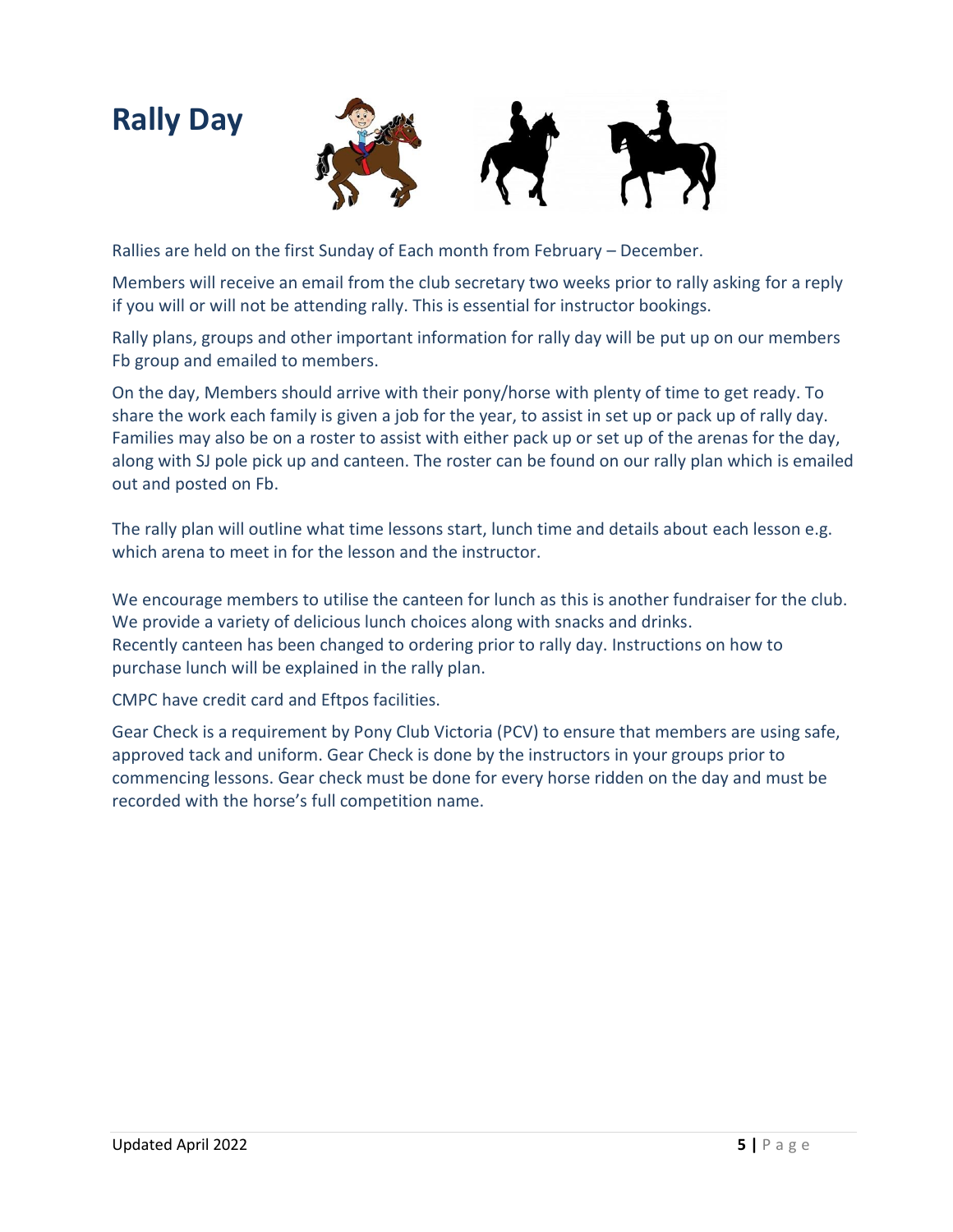# Rally Day

Rallies are held on the first Sunday of Each month from February – December.

Members will receive an email from the club secretary two weeks prior to rally asking for a reply if you will or will not be attending rally. This is essential for instructor bookings.

Rally plans, groups and other important information for rally day will be put up on our members Fb group and emailed to members.

On the day, Members should arrive with their pony/horse with plenty of time to get ready. To share the work each family is given a job for the year, to assist in set up or pack up of rally day. Families may also be on a roster to assist with either pack up or set up of the arenas for the day, along with SJ pole pick up and canteen. The roster can be found on our rally plan which is emailed out and posted on Fb.

The rally plan will outline what time lessons start, lunch time and details about each lesson e.g. which arena to meet in for the lesson and the instructor.

We encourage members to utilise the canteen for lunch as this is another fundraiser for the club. We provide a variety of delicious lunch choices along with snacks and drinks.
Recently canteen has been changed to ordering prior to rally day. Instructions on how to purchase lunch will be explained in the rally plan.

CMPC have credit card and Eftpos facilities.

Gear Check is a requirement by Pony Club Victoria (PCV) to ensure that members are using safe, approved tack and uniform. Gear Check is done by the instructors in your groups prior to commencing lessons. Gear check must be done for every horse ridden on the day and must be recorded with the horse's full competition name.

Updated April 2022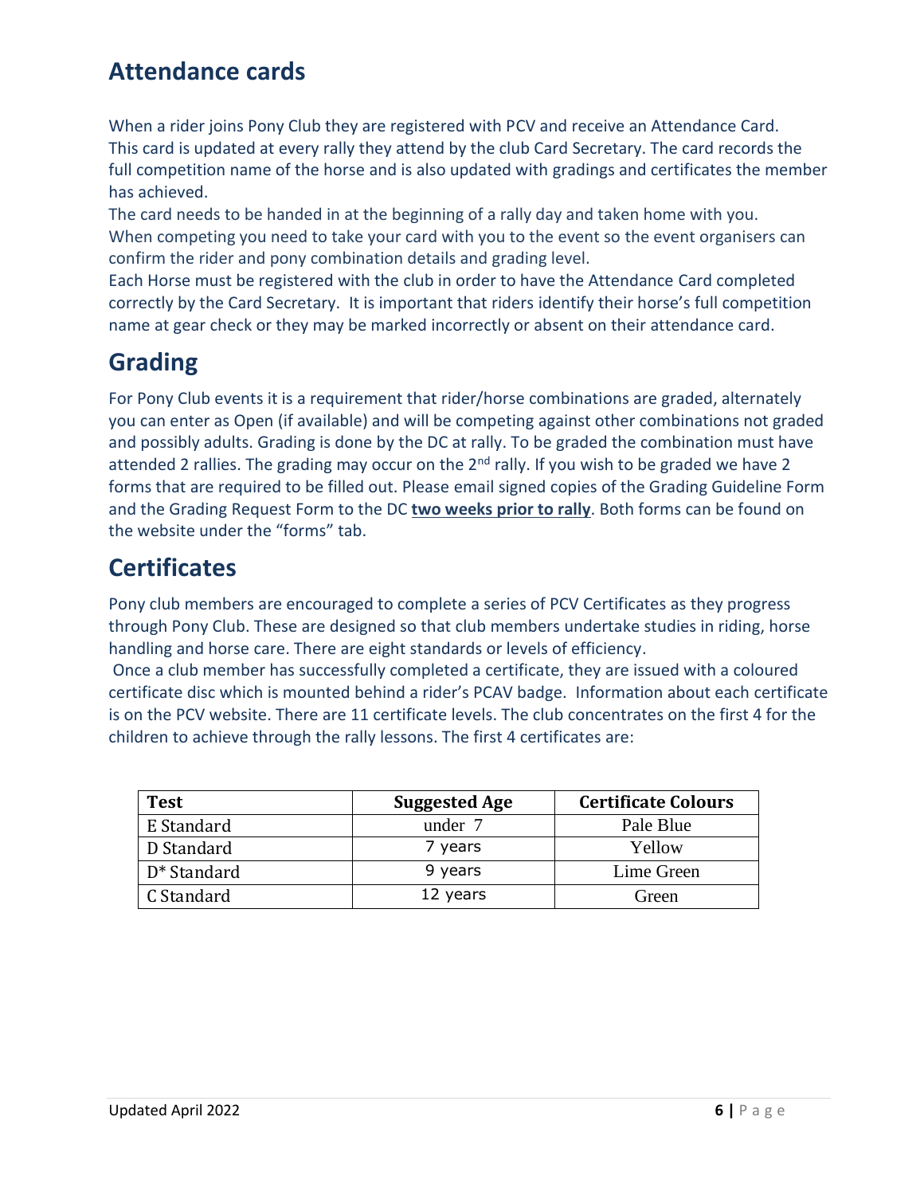## Attendance cards

When a rider joins Pony Club they are registered with PCV and receive an Attendance Card. This card is updated at every rally they attend by the club Card Secretary. The card records the full competition name of the horse and is also updated with gradings and certificates the member has achieved.

The card needs to be handed in at the beginning of a rally day and taken home with you. When competing you need to take your card with you to the event so the event organisers can confirm the rider and pony combination details and grading level.

Each Horse must be registered with the club in order to have the Attendance Card completed correctly by the Card Secretary. It is important that riders identify their horse's full competition name at gear check or they may be marked incorrectly or absent on their attendance card.

## Grading

For Pony Club events it is a requirement that rider/horse combinations are graded, alternately you can enter as Open (if available) and will be competing against other combinations not graded and possibly adults. Grading is done by the DC at rally. To be graded the combination must have attended 2 rallies. The grading may occur on the 2nd rally. If you wish to be graded we have 2 forms that are required to be filled out. Please email signed copies of the Grading Guideline Form and the Grading Request Form to the DC **two weeks prior to rally**. Both forms can be found on the website under the "forms" tab.

## Certificates

Pony club members are encouraged to complete a series of PCV Certificates as they progress through Pony Club. These are designed so that club members undertake studies in riding, horse handling and horse care. There are eight standards or levels of efficiency.

Once a club member has successfully completed a certificate, they are issued with a coloured certificate disc which is mounted behind a rider's PCAV badge. Information about each certificate is on the PCV website. There are 11 certificate levels. The club concentrates on the first 4 for the children to achieve through the rally lessons. The first 4 certificates are:

| Test | Suggested Age | Certificate Colours |
|---|---|---|
| E Standard | under 7 | Pale Blue |
| D Standard | 7 years | Yellow |
| D* Standard | 9 years | Lime Green |
| C Standard | 12 years | Green |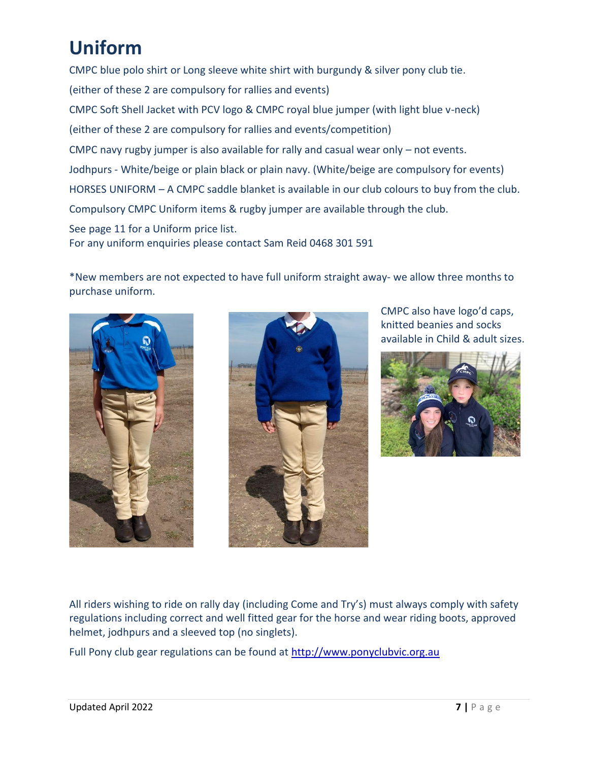# Uniform

CMPC blue polo shirt or Long sleeve white shirt with burgundy & silver pony club tie.

(either of these 2 are compulsory for rallies and events)

CMPC Soft Shell Jacket with PCV logo & CMPC royal blue jumper (with light blue v-neck)

(either of these 2 are compulsory for rallies and events/competition)

CMPC navy rugby jumper is also available for rally and casual wear only – not events.

Jodhpurs - White/beige or plain black or plain navy. (White/beige are compulsory for events)

HORSES UNIFORM – A CMPC saddle blanket is available in our club colours to buy from the club.

Compulsory CMPC Uniform items & rugby jumper are available through the club.

See page 11 for a Uniform price list.
For any uniform enquiries please contact Sam Reid 0468 301 591

*New members are not expected to have full uniform straight away- we allow three months to purchase uniform.

CMPC also have logo'd caps, knitted beanies and socks available in Child & adult sizes.

All riders wishing to ride on rally day (including Come and Try's) must always comply with safety regulations including correct and well fitted gear for the horse and wear riding boots, approved helmet, jodhpurs and a sleeved top (no singlets).

Full Pony club gear regulations can be found at http://www.ponyclubvic.org.au

Updated April 2022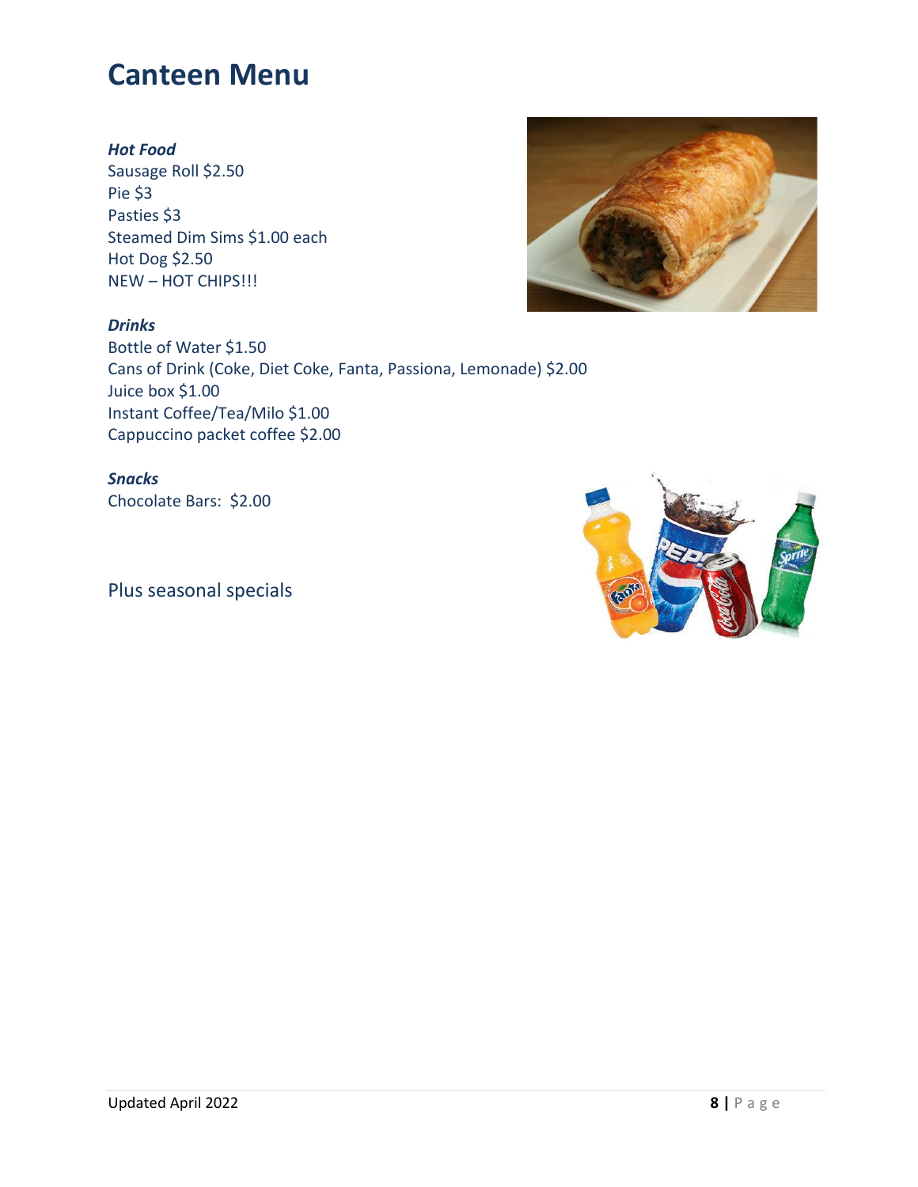# Canteen Menu

***Hot Food***

Sausage Roll $2.50
Pie $3
Pasties $3
Steamed Dim Sims $1.00 each
Hot Dog $2.50
NEW – HOT CHIPS!!!

***Drinks***

Bottle of Water $1.50
Cans of Drink (Coke, Diet Coke, Fanta, Passiona, Lemonade) $2.00
Juice box $1.00
Instant Coffee/Tea/Milo $1.00
Cappuccino packet coffee $2.00

***Snacks***

Chocolate Bars: $2.00

Plus seasonal specials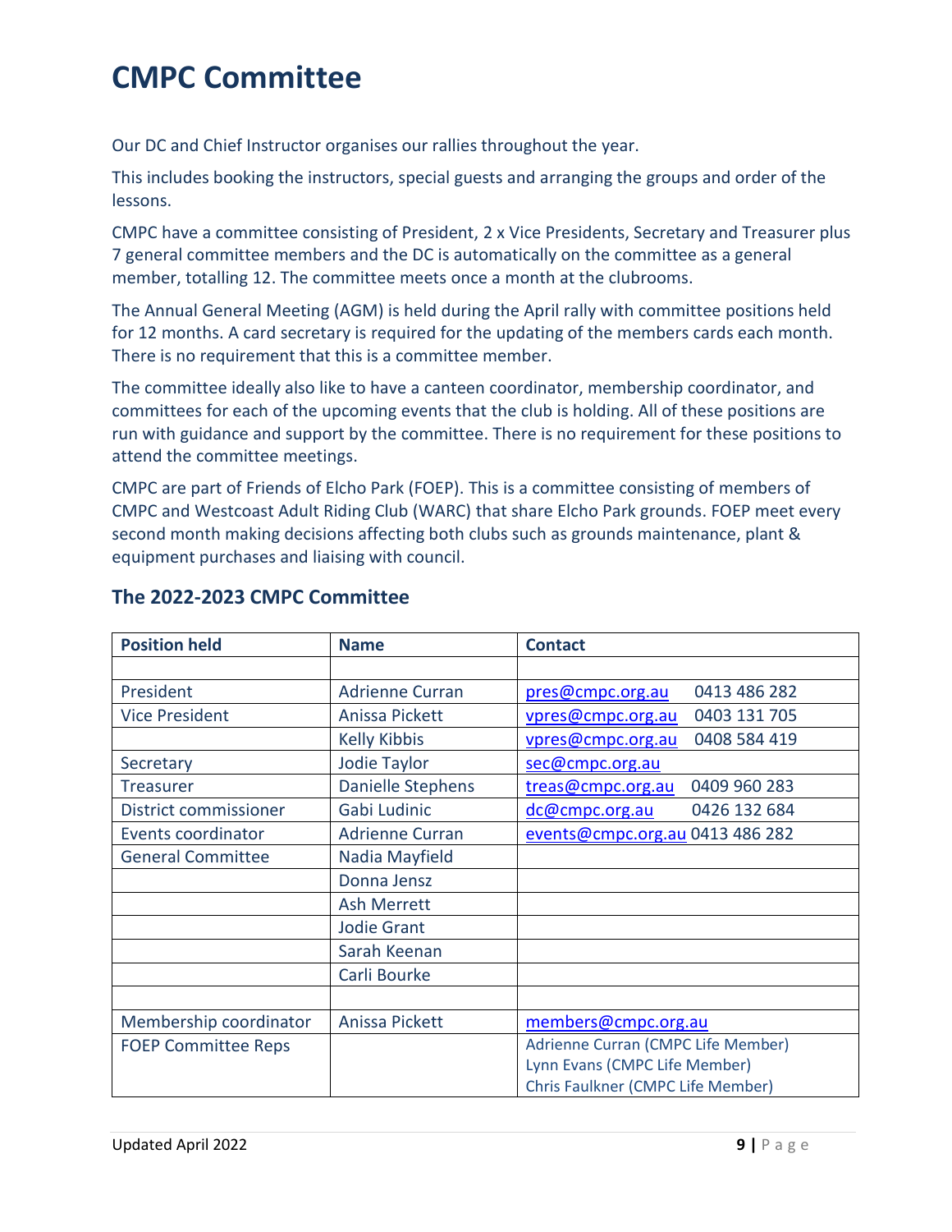# CMPC Committee

Our DC and Chief Instructor organises our rallies throughout the year.

This includes booking the instructors, special guests and arranging the groups and order of the lessons.

CMPC have a committee consisting of President, 2 x Vice Presidents, Secretary and Treasurer plus 7 general committee members and the DC is automatically on the committee as a general member, totalling 12. The committee meets once a month at the clubrooms.

The Annual General Meeting (AGM) is held during the April rally with committee positions held for 12 months. A card secretary is required for the updating of the members cards each month. There is no requirement that this is a committee member.

The committee ideally also like to have a canteen coordinator, membership coordinator, and committees for each of the upcoming events that the club is holding. All of these positions are run with guidance and support by the committee. There is no requirement for these positions to attend the committee meetings.

CMPC are part of Friends of Elcho Park (FOEP). This is a committee consisting of members of CMPC and Westcoast Adult Riding Club (WARC) that share Elcho Park grounds. FOEP meet every second month making decisions affecting both clubs such as grounds maintenance, plant & equipment purchases and liaising with council.

## The 2022-2023 CMPC Committee

| Position held | Name | Contact |
|---|---|---|
| | | |
| President | Adrienne Curran | pres@cmpc.org.au 0413 486 282 |
| Vice President | Anissa Pickett | vpres@cmpc.org.au 0403 131 705 |
| | Kelly Kibbis | vpres@cmpc.org.au 0408 584 419 |
| Secretary | Jodie Taylor | sec@cmpc.org.au |
| Treasurer | Danielle Stephens | treas@cmpc.org.au 0409 960 283 |
| District commissioner | Gabi Ludinic | dc@cmpc.org.au 0426 132 684 |
| Events coordinator | Adrienne Curran | events@cmpc.org.au 0413 486 282 |
| General Committee | Nadia Mayfield | |
| | Donna Jensz | |
| | Ash Merrett | |
| | Jodie Grant | |
| | Sarah Keenan | |
| | Carli Bourke | |
| | | |
| Membership coordinator | Anissa Pickett | members@cmpc.org.au |
| FOEP Committee Reps | | Adrienne Curran (CMPC Life Member)<br>Lynn Evans (CMPC Life Member)<br>Chris Faulkner (CMPC Life Member) |

Updated April 2022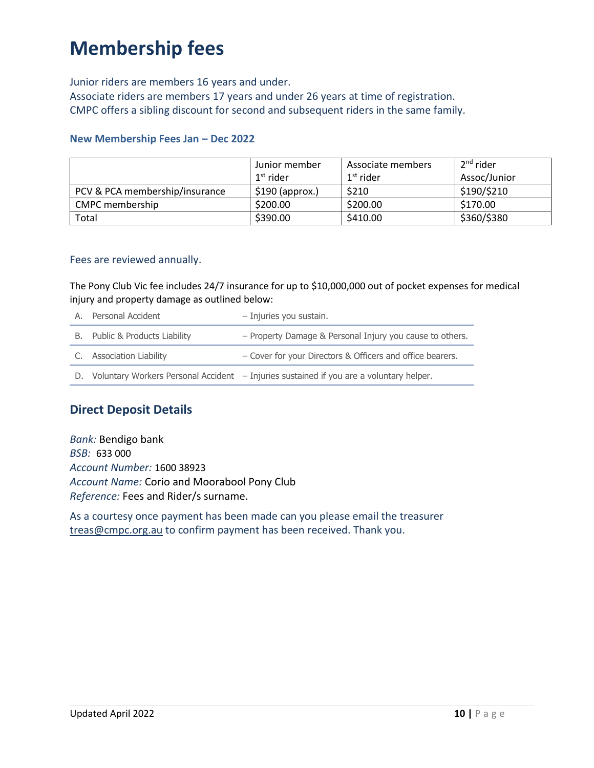# Membership fees

Junior riders are members 16 years and under.
Associate riders are members 17 years and under 26 years at time of registration.
CMPC offers a sibling discount for second and subsequent riders in the same family.

### New Membership Fees Jan – Dec 2022

| | Junior member 1st rider | Associate members 1st rider | 2nd rider Assoc/Junior |
|---|---|---|---|
| PCV & PCA membership/insurance | $190 (approx.) | $210 | $190/$210 |
| CMPC membership | $200.00 | $200.00 | $170.00 |
| Total | $390.00 | $410.00 | $360/$380 |

Fees are reviewed annually.

The Pony Club Vic fee includes 24/7 insurance for up to $10,000,000 out of pocket expenses for medical injury and property damage as outlined below:

| | | |
|---|---|---|
| A. | Personal Accident | – Injuries you sustain. |
| B. | Public & Products Liability | – Property Damage & Personal Injury you cause to others. |
| C. | Association Liability | – Cover for your Directors & Officers and office bearers. |
| D. | Voluntary Workers Personal Accident | – Injuries sustained if you are a voluntary helper. |

## Direct Deposit Details

*Bank:* Bendigo bank
*BSB:* 633 000
*Account Number:* 1600 38923
*Account Name:* Corio and Moorabool Pony Club
*Reference:* Fees and Rider/s surname.

As a courtesy once payment has been made can you please email the treasurer treas@cmpc.org.au to confirm payment has been received. Thank you.

Updated April 2022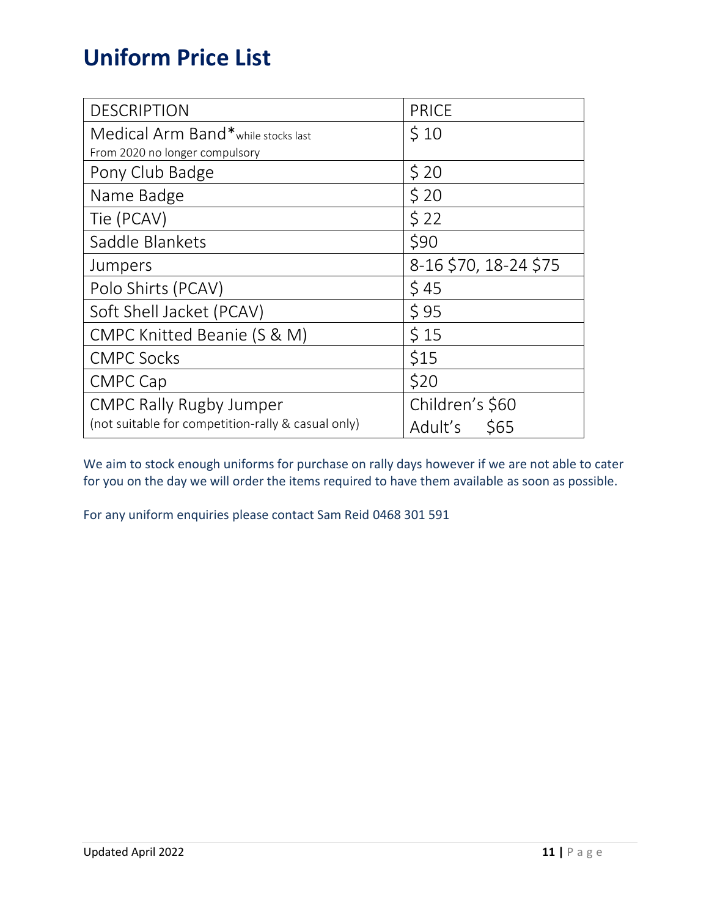# Uniform Price List

| DESCRIPTION | PRICE |
|---|---|
| Medical Arm Band*while stocks last<br>From 2020 no longer compulsory | $ 10 |
| Pony Club Badge | $ 20 |
| Name Badge | $ 20 |
| Tie (PCAV) | $ 22 |
| Saddle Blankets | $90 |
| Jumpers | 8-16 $70, 18-24 $75 |
| Polo Shirts (PCAV) | $ 45 |
| Soft Shell Jacket (PCAV) | $ 95 |
| CMPC Knitted Beanie (S & M) | $ 15 |
| CMPC Socks | $15 |
| CMPC Cap | $20 |
| CMPC Rally Rugby Jumper<br>(not suitable for competition-rally & casual only) | Children's $60<br>Adult's $65 |

We aim to stock enough uniforms for purchase on rally days however if we are not able to cater for you on the day we will order the items required to have them available as soon as possible.

For any uniform enquiries please contact Sam Reid 0468 301 591

Updated April 2022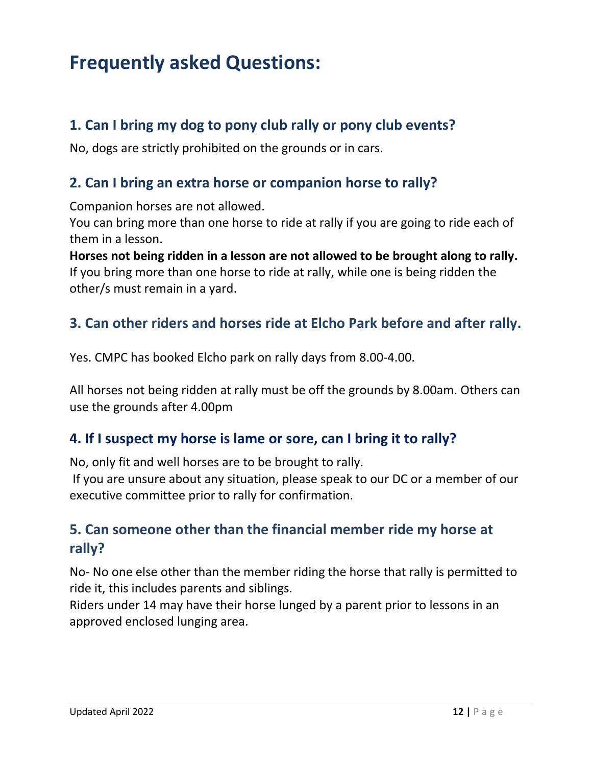# Frequently asked Questions:

## 1. Can I bring my dog to pony club rally or pony club events?

No, dogs are strictly prohibited on the grounds or in cars.

## 2. Can I bring an extra horse or companion horse to rally?

Companion horses are not allowed.
You can bring more than one horse to ride at rally if you are going to ride each of them in a lesson.
**Horses not being ridden in a lesson are not allowed to be brought along to rally.**
If you bring more than one horse to ride at rally, while one is being ridden the other/s must remain in a yard.

## 3. Can other riders and horses ride at Elcho Park before and after rally.

Yes. CMPC has booked Elcho park on rally days from 8.00-4.00.

All horses not being ridden at rally must be off the grounds by 8.00am. Others can use the grounds after 4.00pm

## 4. If I suspect my horse is lame or sore, can I bring it to rally?

No, only fit and well horses are to be brought to rally.
If you are unsure about any situation, please speak to our DC or a member of our executive committee prior to rally for confirmation.

## 5. Can someone other than the financial member ride my horse at rally?

No- No one else other than the member riding the horse that rally is permitted to ride it, this includes parents and siblings.
Riders under 14 may have their horse lunged by a parent prior to lessons in an approved enclosed lunging area.